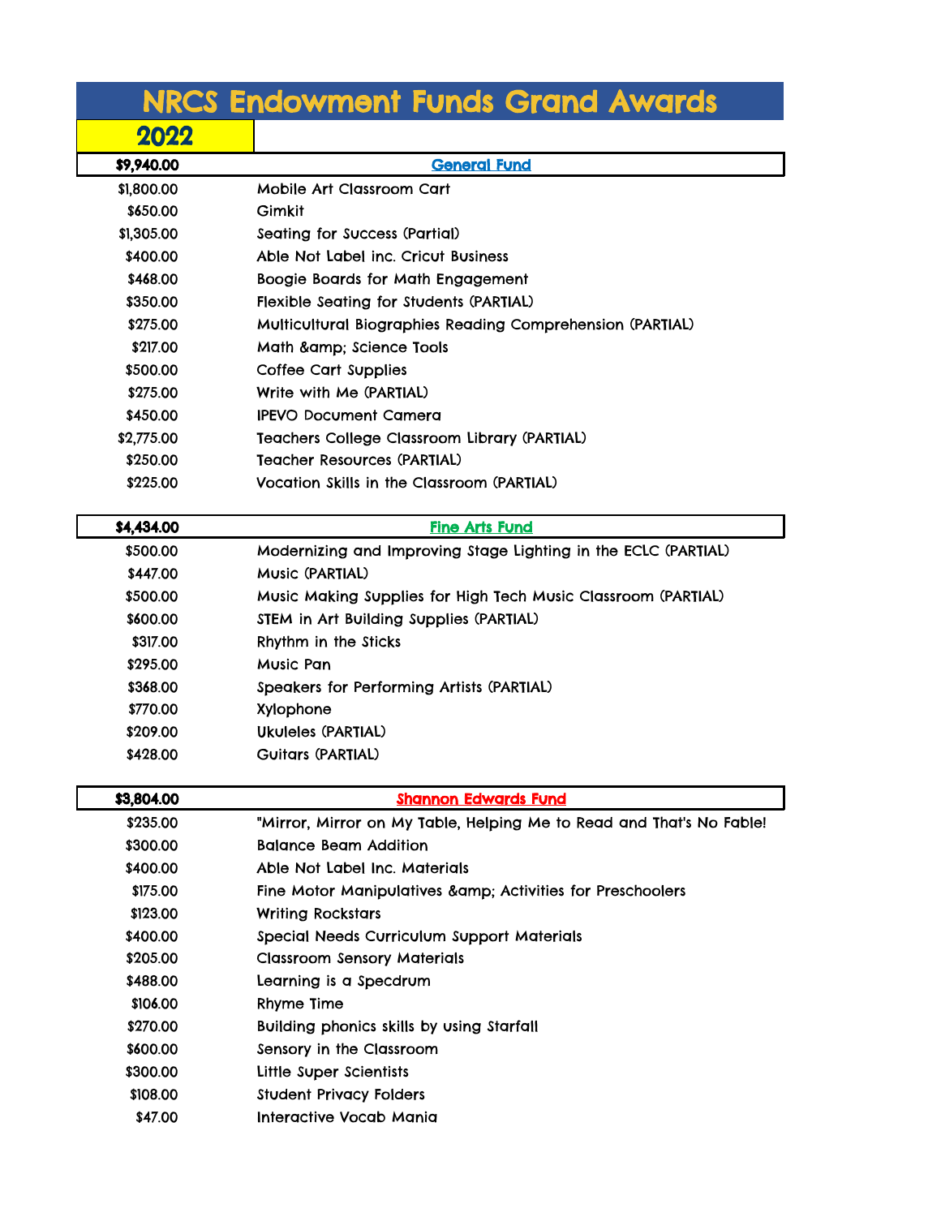# NRCS Endowment Funds Grand Awards

## 2022

| $9,940.00 | General Fund |
|---|---|
| $1,800.00 | Mobile Art Classroom Cart |
| $650.00 | Gimkit |
| $1,305.00 | Seating for Success (Partial) |
| $400.00 | Able Not Label inc. Cricut Business |
| $468.00 | Boogie Boards for Math Engagement |
| $350.00 | Flexible Seating for Students (PARTIAL) |
| $275.00 | Multicultural Biographies Reading Comprehension (PARTIAL) |
| $217.00 | Math &amp; Science Tools |
| $500.00 | Coffee Cart Supplies |
| $275.00 | Write with Me (PARTIAL) |
| $450.00 | IPEVO Document Camera |
| $2,775.00 | Teachers College Classroom Library (PARTIAL) |
| $250.00 | Teacher Resources (PARTIAL) |
| $225.00 | Vocation Skills in the Classroom (PARTIAL) |

| $4,434.00 | Fine Arts Fund |
|---|---|
| $500.00 | Modernizing and Improving Stage Lighting in the ECLC (PARTIAL) |
| $447.00 | Music (PARTIAL) |
| $500.00 | Music Making Supplies for High Tech Music Classroom (PARTIAL) |
| $600.00 | STEM in Art Building Supplies (PARTIAL) |
| $317.00 | Rhythm in the Sticks |
| $295.00 | Music Pan |
| $368.00 | Speakers for Performing Artists (PARTIAL) |
| $770.00 | Xylophone |
| $209.00 | Ukuleles (PARTIAL) |
| $428.00 | Guitars (PARTIAL) |

| $3,804.00 | Shannon Edwards Fund |
|---|---|
| $235.00 | "Mirror, Mirror on My Table, Helping Me to Read and That's No Fable! |
| $300.00 | Balance Beam Addition |
| $400.00 | Able Not Label Inc. Materials |
| $175.00 | Fine Motor Manipulatives &amp; Activities for Preschoolers |
| $123.00 | Writing Rockstars |
| $400.00 | Special Needs Curriculum Support Materials |
| $205.00 | Classroom Sensory Materials |
| $488.00 | Learning is a Specdrum |
| $106.00 | Rhyme Time |
| $270.00 | Building phonics skills by using Starfall |
| $600.00 | Sensory in the Classroom |
| $300.00 | Little Super Scientists |
| $108.00 | Student Privacy Folders |
| $47.00 | Interactive Vocab Mania |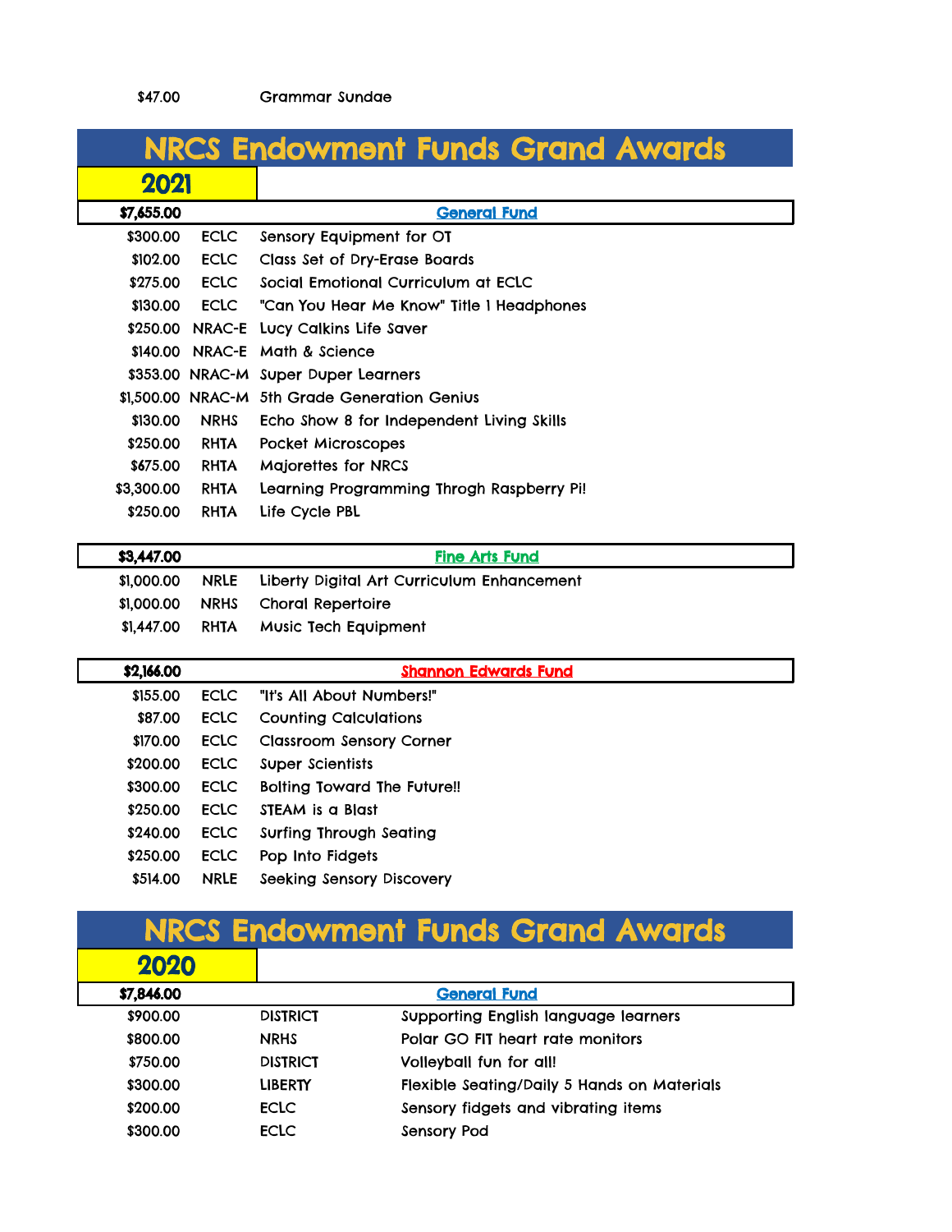| | |
|---|---|
| $47.00 | Grammar Sundae |

# NRCS Endowment Funds Grand Awards

## 2021

| | | |
|---|---|---|
| **$7,655.00** | | **General Fund** |
| $300.00 | ECLC | Sensory Equipment for OT |
| $102.00 | ECLC | Class Set of Dry-Erase Boards |
| $275.00 | ECLC | Social Emotional Curriculum at ECLC |
| $130.00 | ECLC | "Can You Hear Me Know" Title 1 Headphones |
| $250.00 | NRAC-E | Lucy Calkins Life Saver |
| $140.00 | NRAC-E | Math & Science |
| $353.00 | NRAC-M | Super Duper Learners |
| $1,500.00 | NRAC-M | 5th Grade Generation Genius |
| $130.00 | NRHS | Echo Show 8 for Independent Living Skills |
| $250.00 | RHTA | Pocket Microscopes |
| $675.00 | RHTA | Majorettes for NRCS |
| $3,300.00 | RHTA | Learning Programming Throgh Raspberry Pi! |
| $250.00 | RHTA | Life Cycle PBL |

| | | |
|---|---|---|
| **$3,447.00** | | **Fine Arts Fund** |
| $1,000.00 | NRLE | Liberty Digital Art Curriculum Enhancement |
| $1,000.00 | NRHS | Choral Repertoire |
| $1,447.00 | RHTA | Music Tech Equipment |

| | | |
|---|---|---|
| **$2,166.00** | | **Shannon Edwards Fund** |
| $155.00 | ECLC | "It's All About Numbers!" |
| $87.00 | ECLC | Counting Calculations |
| $170.00 | ECLC | Classroom Sensory Corner |
| $200.00 | ECLC | Super Scientists |
| $300.00 | ECLC | Bolting Toward The Future!! |
| $250.00 | ECLC | STEAM is a Blast |
| $240.00 | ECLC | Surfing Through Seating |
| $250.00 | ECLC | Pop Into Fidgets |
| $514.00 | NRLE | Seeking Sensory Discovery |

# NRCS Endowment Funds Grand Awards

## 2020

| | | |
|---|---|---|
| **$7,846.00** | | **General Fund** |
| $900.00 | DISTRICT | Supporting English language learners |
| $800.00 | NRHS | Polar GO FIT heart rate monitors |
| $750.00 | DISTRICT | Volleyball fun for all! |
| $300.00 | LIBERTY | Flexible Seating/Daily 5 Hands on Materials |
| $200.00 | ECLC | Sensory fidgets and vibrating items |
| $300.00 | ECLC | Sensory Pod |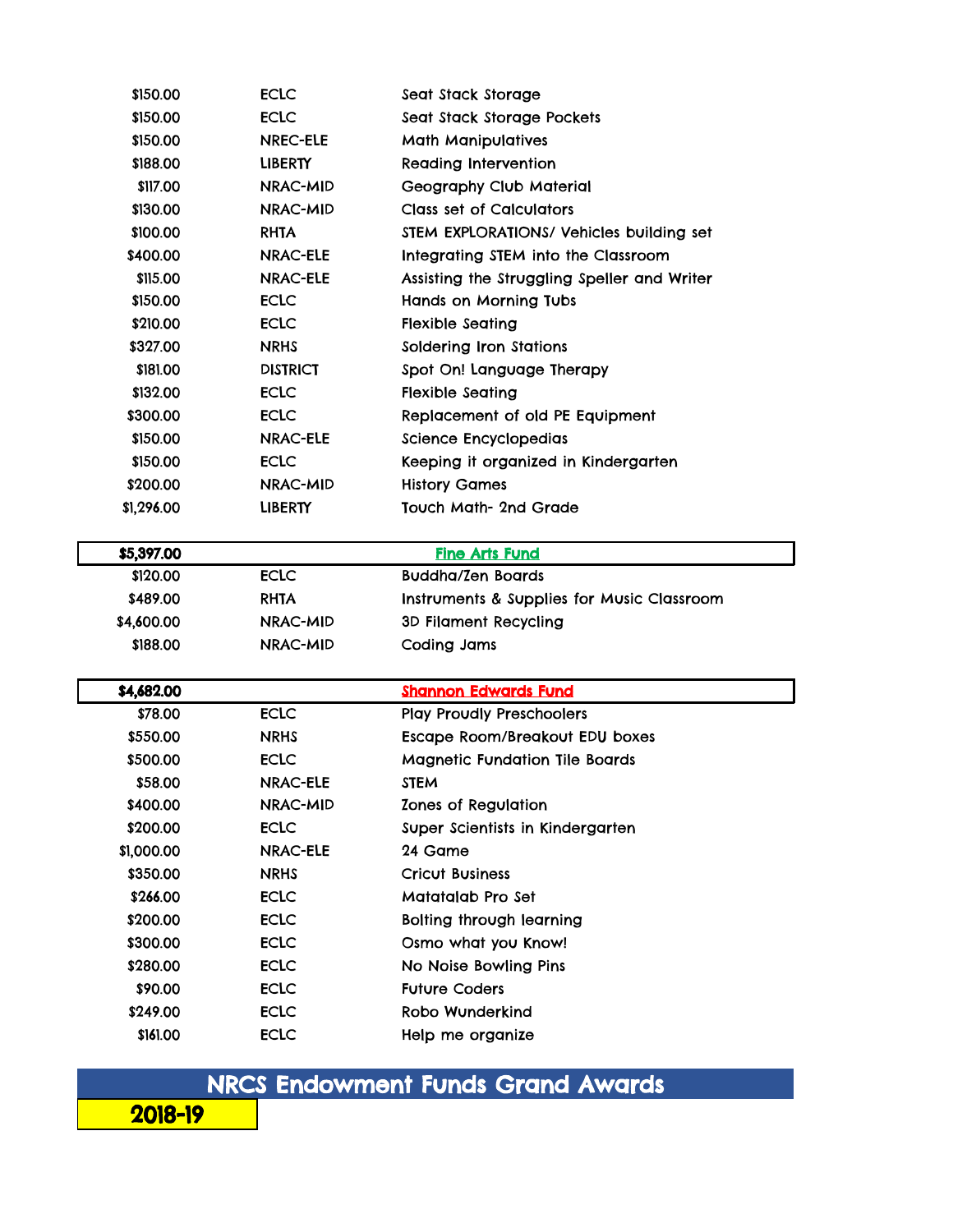| | | |
|---|---|---|
| $150.00 | ECLC | Seat Stack Storage |
| $150.00 | ECLC | Seat Stack Storage Pockets |
| $150.00 | NREC-ELE | Math Manipulatives |
| $188.00 | LIBERTY | Reading Intervention |
| $117.00 | NRAC-MID | Geography Club Material |
| $130.00 | NRAC-MID | Class set of Calculators |
| $100.00 | RHTA | STEM EXPLORATIONS/ Vehicles building set |
| $400.00 | NRAC-ELE | Integrating STEM into the Classroom |
| $115.00 | NRAC-ELE | Assisting the Struggling Speller and Writer |
| $150.00 | ECLC | Hands on Morning Tubs |
| $210.00 | ECLC | Flexible Seating |
| $327.00 | NRHS | Soldering Iron Stations |
| $181.00 | DISTRICT | Spot On! Language Therapy |
| $132.00 | ECLC | Flexible Seating |
| $300.00 | ECLC | Replacement of old PE Equipment |
| $150.00 | NRAC-ELE | Science Encyclopedias |
| $150.00 | ECLC | Keeping it organized in Kindergarten |
| $200.00 | NRAC-MID | History Games |
| $1,296.00 | LIBERTY | Touch Math- 2nd Grade |

| **$5,397.00** | | **Fine Arts Fund** |
|---|---|---|
| $120.00 | ECLC | Buddha/Zen Boards |
| $489.00 | RHTA | Instruments & Supplies for Music Classroom |
| $4,600.00 | NRAC-MID | 3D Filament Recycling |
| $188.00 | NRAC-MID | Coding Jams |

| **$4,682.00** | | **Shannon Edwards Fund** |
|---|---|---|
| $78.00 | ECLC | Play Proudly Preschoolers |
| $550.00 | NRHS | Escape Room/Breakout EDU boxes |
| $500.00 | ECLC | Magnetic Fundation Tile Boards |
| $58.00 | NRAC-ELE | STEM |
| $400.00 | NRAC-MID | Zones of Regulation |
| $200.00 | ECLC | Super Scientists in Kindergarten |
| $1,000.00 | NRAC-ELE | 24 Game |
| $350.00 | NRHS | Cricut Business |
| $266.00 | ECLC | Matatalab Pro Set |
| $200.00 | ECLC | Bolting through learning |
| $300.00 | ECLC | Osmo what you Know! |
| $280.00 | ECLC | No Noise Bowling Pins |
| $90.00 | ECLC | Future Coders |
| $249.00 | ECLC | Robo Wunderkind |
| $161.00 | ECLC | Help me organize |

## NRCS Endowment Funds Grand Awards

**2018-19**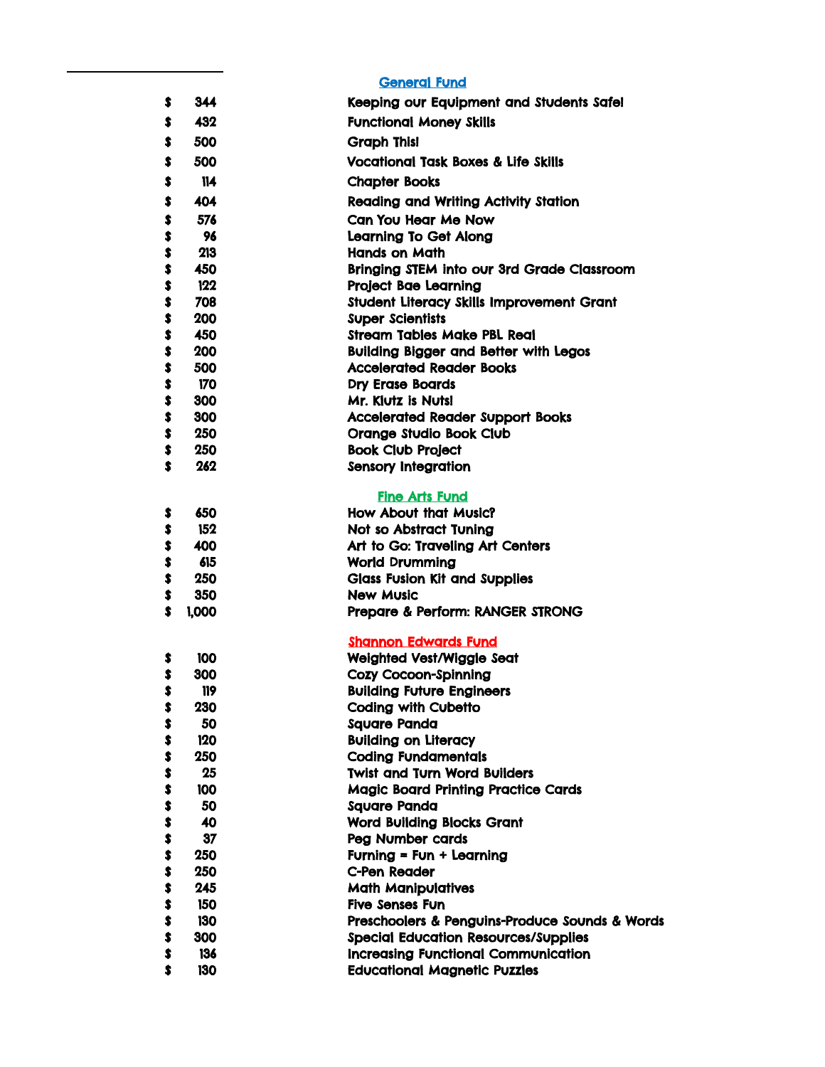## General Fund

| | |
|---|---|
| $ 344 | Keeping our Equipment and Students Safe! |
| $ 432 | Functional Money Skills |
| $ 500 | Graph This! |
| $ 500 | Vocational Task Boxes & Life Skills |
| $ 114 | Chapter Books |
| $ 404 | Reading and Writing Activity Station |
| $ 576 | Can You Hear Me Now |
| $ 96 | Learning To Get Along |
| $ 213 | Hands on Math |
| $ 450 | Bringing STEM into our 3rd Grade Classroom |
| $ 122 | Project Bae Learning |
| $ 708 | Student Literacy Skills Improvement Grant |
| $ 200 | Super Scientists |
| $ 450 | Stream Tables Make PBL Real |
| $ 200 | Building Bigger and Better with Legos |
| $ 500 | Accelerated Reader Books |
| $ 170 | Dry Erase Boards |
| $ 300 | Mr. Klutz is Nuts! |
| $ 300 | Accelerated Reader Support Books |
| $ 250 | Orange Studio Book Club |
| $ 250 | Book Club Project |
| $ 262 | Sensory Integration |

## Fine Arts Fund

| | |
|---|---|
| $ 650 | How About that Music? |
| $ 152 | Not so Abstract Tuning |
| $ 400 | Art to Go: Traveling Art Centers |
| $ 615 | World Drumming |
| $ 250 | Glass Fusion Kit and Supplies |
| $ 350 | New Music |
| $ 1,000 | Prepare & Perform: RANGER STRONG |

## Shannon Edwards Fund

| | |
|---|---|
| $ 100 | Weighted Vest/Wiggle Seat |
| $ 300 | Cozy Cocoon-Spinning |
| $ 119 | Building Future Engineers |
| $ 230 | Coding with Cubetto |
| $ 50 | Square Panda |
| $ 120 | Building on Literacy |
| $ 250 | Coding Fundamentals |
| $ 25 | Twist and Turn Word Builders |
| $ 100 | Magic Board Printing Practice Cards |
| $ 50 | Square Panda |
| $ 40 | Word Building Blocks Grant |
| $ 37 | Peg Number cards |
| $ 250 | Furning = Fun + Learning |
| $ 250 | C-Pen Reader |
| $ 245 | Math Manipulatives |
| $ 150 | Five Senses Fun |
| $ 130 | Preschoolers & Penguins-Produce Sounds & Words |
| $ 300 | Special Education Resources/Supplies |
| $ 136 | Increasing Functional Communication |
| $ 130 | Educational Magnetic Puzzles |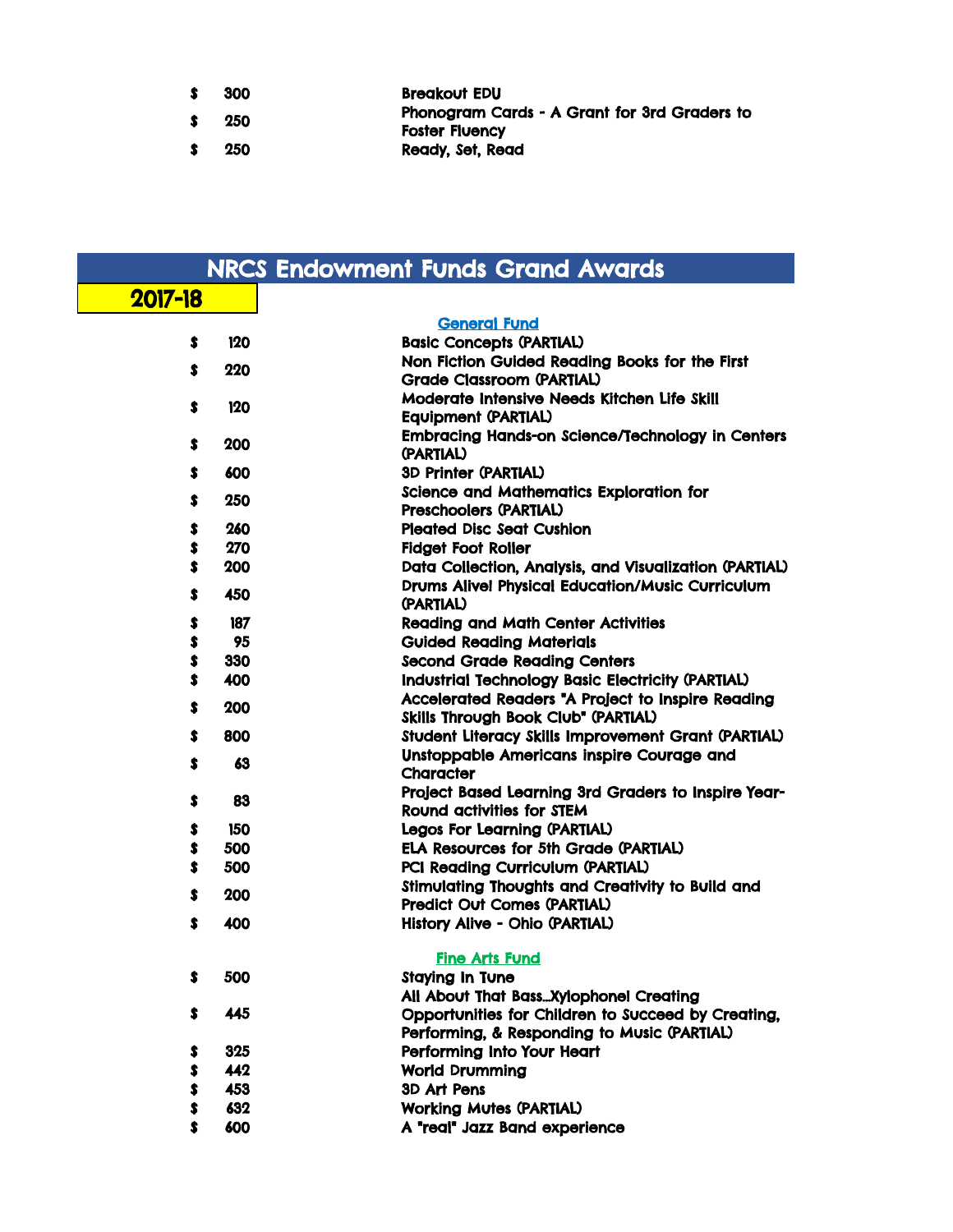| | |
|---|---|
| $ 300 | Breakout EDU |
| $ 250 | Phonogram Cards - A Grant for 3rd Graders to Foster Fluency |
| $ 250 | Ready, Set, Read |

# NRCS Endowment Funds Grand Awards

## 2017-18

### General Fund

| | |
|---|---|
| $ 120 | Basic Concepts (PARTIAL) |
| $ 220 | Non Fiction Guided Reading Books for the First Grade Classroom (PARTIAL) |
| $ 120 | Moderate Intensive Needs Kitchen Life Skill Equipment (PARTIAL) |
| $ 200 | Embracing Hands-on Science/Technology in Centers (PARTIAL) |
| $ 600 | 3D Printer (PARTIAL) |
| $ 250 | Science and Mathematics Exploration for Preschoolers (PARTIAL) |
| $ 260 | Pleated Disc Seat Cushion |
| $ 270 | Fidget Foot Roller |
| $ 200 | Data Collection, Analysis, and Visualization (PARTIAL) |
| $ 450 | Drums Alive! Physical Education/Music Curriculum (PARTIAL) |
| $ 187 | Reading and Math Center Activities |
| $ 95 | Guided Reading Materials |
| $ 330 | Second Grade Reading Centers |
| $ 400 | Industrial Technology Basic Electricity (PARTIAL) |
| $ 200 | Accelerated Readers "A Project to Inspire Reading Skills Through Book Club" (PARTIAL) |
| $ 800 | Student Literacy Skills Improvement Grant (PARTIAL) |
| $ 63 | Unstoppable Americans inspire Courage and Character |
| $ 83 | Project Based Learning 3rd Graders to Inspire Year-Round activities for STEM |
| $ 150 | Legos For Learning (PARTIAL) |
| $ 500 | ELA Resources for 5th Grade (PARTIAL) |
| $ 500 | PCI Reading Curriculum (PARTIAL) |
| $ 200 | Stimulating Thoughts and Creativity to Build and Predict Out Comes (PARTIAL) |
| $ 400 | History Alive - Ohio (PARTIAL) |

### Fine Arts Fund

| | |
|---|---|
| $ 500 | Staying In Tune |
| $ 445 | All About That Bass...Xylophone! Creating Opportunities for Children to Succeed by Creating, Performing, & Responding to Music (PARTIAL) |
| $ 325 | Performing Into Your Heart |
| $ 442 | World Drumming |
| $ 453 | 3D Art Pens |
| $ 632 | Working Mutes (PARTIAL) |
| $ 600 | A "real" Jazz Band experience |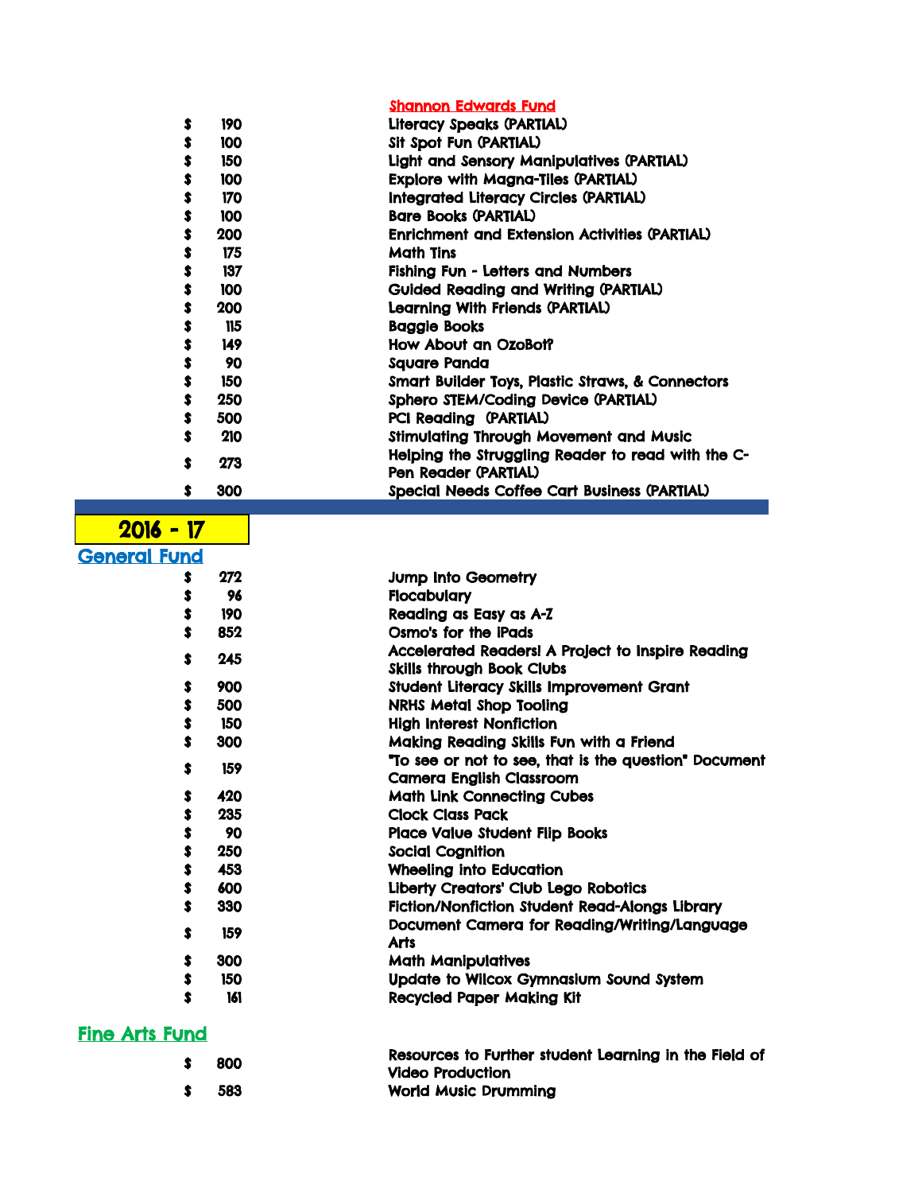### Shannon Edwards Fund

| | | |
|---|---|---|
| $ | 190 | Literacy Speaks (PARTIAL) |
| $ | 100 | Sit Spot Fun (PARTIAL) |
| $ | 150 | Light and Sensory Manipulatives (PARTIAL) |
| $ | 100 | Explore with Magna-Tiles (PARTIAL) |
| $ | 170 | Integrated Literacy Circles (PARTIAL) |
| $ | 100 | Bare Books (PARTIAL) |
| $ | 200 | Enrichment and Extension Activities (PARTIAL) |
| $ | 175 | Math Tins |
| $ | 137 | Fishing Fun - Letters and Numbers |
| $ | 100 | Guided Reading and Writing (PARTIAL) |
| $ | 200 | Learning With Friends (PARTIAL) |
| $ | 115 | Baggie Books |
| $ | 149 | How About an OzoBot? |
| $ | 90 | Square Panda |
| $ | 150 | Smart Builder Toys, Plastic Straws, & Connectors |
| $ | 250 | Sphero STEM/Coding Device (PARTIAL) |
| $ | 500 | PCI Reading (PARTIAL) |
| $ | 210 | Stimulating Through Movement and Music |
| $ | 273 | Helping the Struggling Reader to read with the C-Pen Reader (PARTIAL) |
| $ | 300 | Special Needs Coffee Cart Business (PARTIAL) |

## 2016 - 17

### General Fund

| | | |
|---|---|---|
| $ | 272 | Jump Into Geometry |
| $ | 96 | Flocabulary |
| $ | 190 | Reading as Easy as A-Z |
| $ | 852 | Osmo's for the iPads |
| $ | 245 | Accelerated Readers! A Project to Inspire Reading Skills through Book Clubs |
| $ | 900 | Student Literacy Skills Improvement Grant |
| $ | 500 | NRHS Metal Shop Tooling |
| $ | 150 | High Interest Nonfiction |
| $ | 300 | Making Reading Skills Fun with a Friend |
| $ | 159 | "To see or not to see, that is the question" Document Camera English Classroom |
| $ | 420 | Math Link Connecting Cubes |
| $ | 235 | Clock Class Pack |
| $ | 90 | Place Value Student Flip Books |
| $ | 250 | Social Cognition |
| $ | 453 | Wheeling into Education |
| $ | 600 | Liberty Creators' Club Lego Robotics |
| $ | 330 | Fiction/Nonfiction Student Read-Alongs Library |
| $ | 159 | Document Camera for Reading/Writing/Language Arts |
| $ | 300 | Math Manipulatives |
| $ | 150 | Update to Wilcox Gymnasium Sound System |
| $ | 161 | Recycled Paper Making Kit |

### Fine Arts Fund

| | | |
|---|---|---|
| $ | 800 | Resources to Further student Learning in the Field of Video Production |
| $ | 583 | World Music Drumming |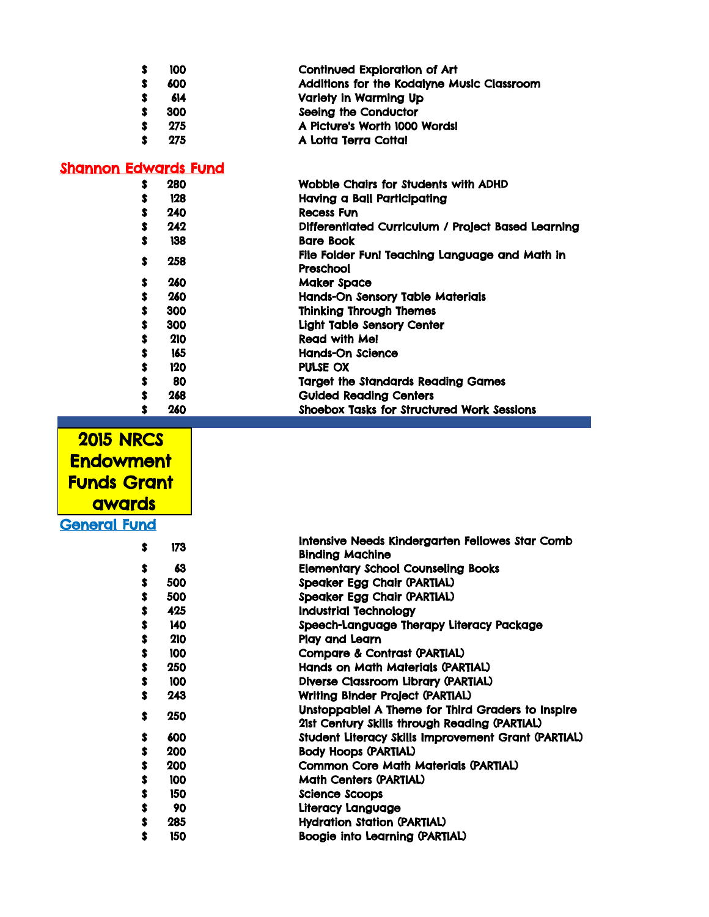| | |
|---|---|
| $ 100 | Continued Exploration of Art |
| $ 600 | Additions for the Kodalyne Music Classroom |
| $ 614 | Variety in Warming Up |
| $ 300 | Seeing the Conductor |
| $ 275 | A Picture's Worth 1000 Words! |
| $ 275 | A Lotta Terra Cotta! |

## Shannon Edwards Fund

| | |
|---|---|
| $ 280 | Wobble Chairs for Students with ADHD |
| $ 128 | Having a Ball Participating |
| $ 240 | Recess Fun |
| $ 242 | Differentiated Curriculum / Project Based Learning |
| $ 138 | Bare Book |
| $ 258 | File Folder Fun! Teaching Language and Math in Preschool |
| $ 260 | Maker Space |
| $ 260 | Hands-On Sensory Table Materials |
| $ 300 | Thinking Through Themes |
| $ 300 | Light Table Sensory Center |
| $ 210 | Read with Me! |
| $ 165 | Hands-On Science |
| $ 120 | PULSE OX |
| $ 80 | Target the Standards Reading Games |
| $ 268 | Guided Reading Centers |
| $ 260 | Shoebox Tasks for Structured Work Sessions |

# 2015 NRCS Endowment Funds Grant awards

## General Fund

| | |
|---|---|
| $ 173 | Intensive Needs Kindergarten Fellowes Star Comb Binding Machine |
| $ 63 | Elementary School Counseling Books |
| $ 500 | Speaker Egg Chair (PARTIAL) |
| $ 500 | Speaker Egg Chair (PARTIAL) |
| $ 425 | Industrial Technology |
| $ 140 | Speech-Language Therapy Literacy Package |
| $ 210 | Play and Learn |
| $ 100 | Compare & Contrast (PARTIAL) |
| $ 250 | Hands on Math Materials (PARTIAL) |
| $ 100 | Diverse Classroom Library (PARTIAL) |
| $ 243 | Writing Binder Project (PARTIAL) |
| $ 250 | Unstoppable! A Theme for Third Graders to Inspire 21st Century Skills through Reading (PARTIAL) |
| $ 600 | Student Literacy Skills Improvement Grant (PARTIAL) |
| $ 200 | Body Hoops (PARTIAL) |
| $ 200 | Common Core Math Materials (PARTIAL) |
| $ 100 | Math Centers (PARTIAL) |
| $ 150 | Science Scoops |
| $ 90 | Literacy Language |
| $ 285 | Hydration Station (PARTIAL) |
| $ 150 | Boogie into Learning (PARTIAL) |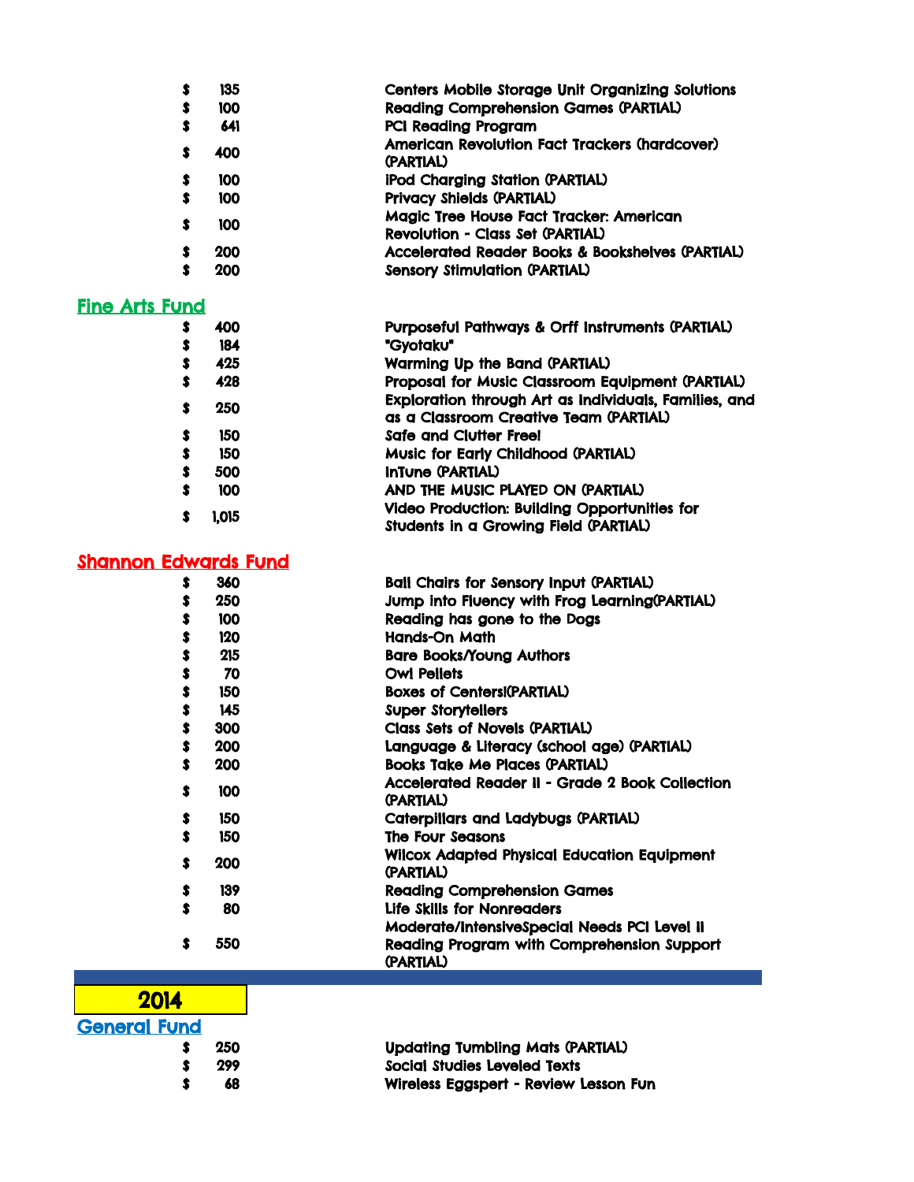| | |
|---|---|
| $ 135 | Centers Mobile Storage Unit Organizing Solutions |
| $ 100 | Reading Comprehension Games (PARTIAL) |
| $ 641 | PCI Reading Program |
| $ 400 | American Revolution Fact Trackers (hardcover) (PARTIAL) |
| $ 100 | iPod Charging Station (PARTIAL) |
| $ 100 | Privacy Shields (PARTIAL) |
| $ 100 | Magic Tree House Fact Tracker: American Revolution - Class Set (PARTIAL) |
| $ 200 | Accelerated Reader Books & Bookshelves (PARTIAL) |
| $ 200 | Sensory Stimulation (PARTIAL) |

## Fine Arts Fund

| | |
|---|---|
| $ 400 | Purposeful Pathways & Orff Instruments (PARTIAL) |
| $ 184 | "Gyotaku" |
| $ 425 | Warming Up the Band (PARTIAL) |
| $ 428 | Proposal for Music Classroom Equipment (PARTIAL) |
| $ 250 | Exploration through Art as Individuals, Families, and as a Classroom Creative Team (PARTIAL) |
| $ 150 | Safe and Clutter Free! |
| $ 150 | Music for Early Childhood (PARTIAL) |
| $ 500 | InTune (PARTIAL) |
| $ 100 | AND THE MUSIC PLAYED ON (PARTIAL) |
| $ 1,015 | Video Production: Building Opportunities for Students in a Growing Field (PARTIAL) |

## Shannon Edwards Fund

| | |
|---|---|
| $ 360 | Ball Chairs for Sensory Input (PARTIAL) |
| $ 250 | Jump into Fluency with Frog Learning(PARTIAL) |
| $ 100 | Reading has gone to the Dogs |
| $ 120 | Hands-On Math |
| $ 215 | Bare Books/Young Authors |
| $ 70 | Owl Pellets |
| $ 150 | Boxes of Centers!(PARTIAL) |
| $ 145 | Super Storytellers |
| $ 300 | Class Sets of Novels (PARTIAL) |
| $ 200 | Language & Literacy (school age) (PARTIAL) |
| $ 200 | Books Take Me Places (PARTIAL) |
| $ 100 | Accelerated Reader II - Grade 2 Book Collection (PARTIAL) |
| $ 150 | Caterpillars and Ladybugs (PARTIAL) |
| $ 150 | The Four Seasons |
| $ 200 | Wilcox Adapted Physical Education Equipment (PARTIAL) |
| $ 139 | Reading Comprehension Games |
| $ 80 | Life Skills for Nonreaders |
| $ 550 | Moderate/IntensiveSpecial Needs PCI Level II Reading Program with Comprehension Support (PARTIAL) |

# 2014

## General Fund

| | |
|---|---|
| $ 250 | Updating Tumbling Mats (PARTIAL) |
| $ 299 | Social Studies Leveled Texts |
| $ 68 | Wireless Eggspert - Review Lesson Fun |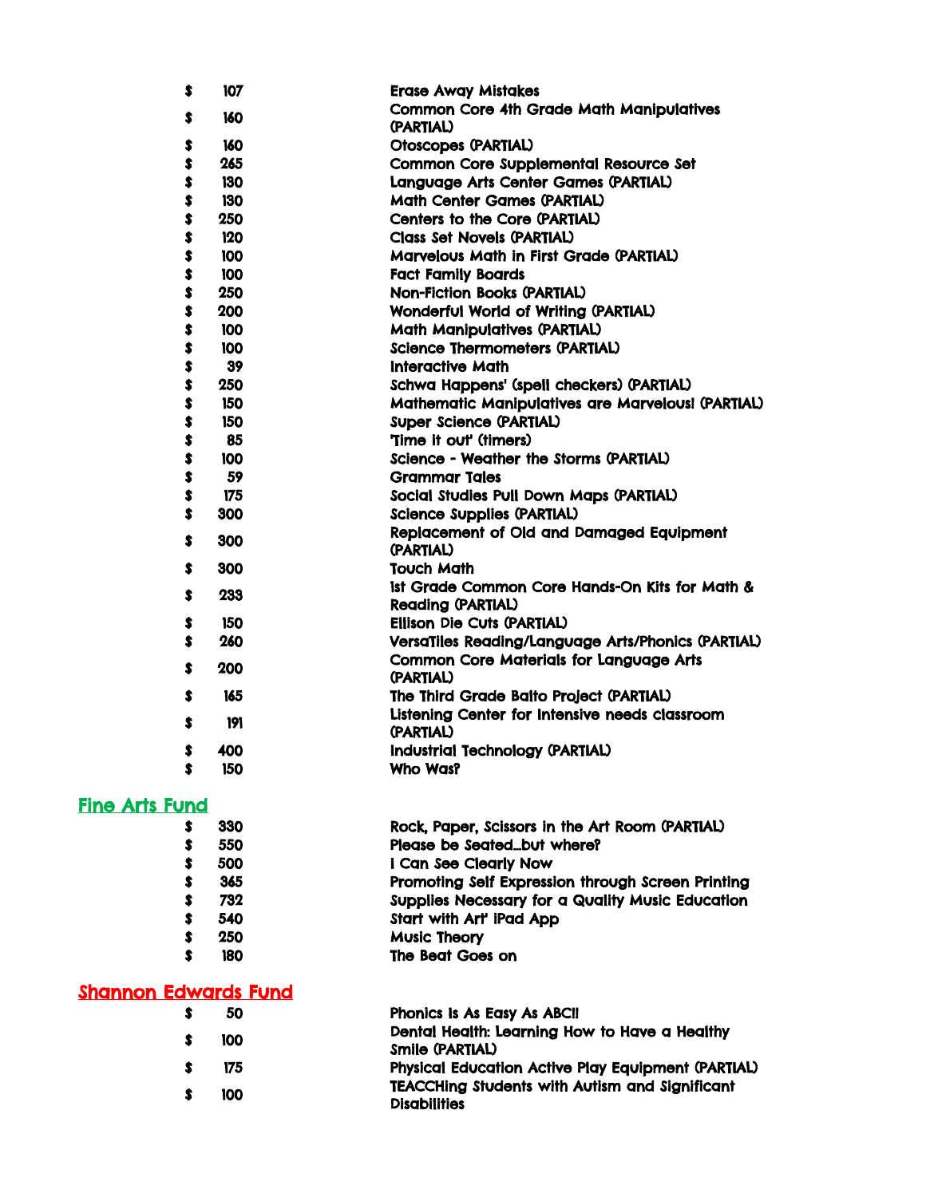| | | |
|---|---|---|
| $ | 107 | Erase Away Mistakes |
| $ | 160 | Common Core 4th Grade Math Manipulatives (PARTIAL) |
| $ | 160 | Otoscopes (PARTIAL) |
| $ | 265 | Common Core Supplemental Resource Set |
| $ | 130 | Language Arts Center Games (PARTIAL) |
| $ | 130 | Math Center Games (PARTIAL) |
| $ | 250 | Centers to the Core (PARTIAL) |
| $ | 120 | Class Set Novels (PARTIAL) |
| $ | 100 | Marvelous Math in First Grade (PARTIAL) |
| $ | 100 | Fact Family Boards |
| $ | 250 | Non-Fiction Books (PARTIAL) |
| $ | 200 | Wonderful World of Writing (PARTIAL) |
| $ | 100 | Math Manipulatives (PARTIAL) |
| $ | 100 | Science Thermometers (PARTIAL) |
| $ | 39 | Interactive Math |
| $ | 250 | Schwa Happens' (spell checkers) (PARTIAL) |
| $ | 150 | Mathematic Manipulatives are Marvelous! (PARTIAL) |
| $ | 150 | Super Science (PARTIAL) |
| $ | 85 | 'Time it out' (timers) |
| $ | 100 | Science - Weather the Storms (PARTIAL) |
| $ | 59 | Grammar Tales |
| $ | 175 | Social Studies Pull Down Maps (PARTIAL) |
| $ | 300 | Science Supplies (PARTIAL) |
| $ | 300 | Replacement of Old and Damaged Equipment (PARTIAL) |
| $ | 300 | Touch Math |
| $ | 233 | 1st Grade Common Core Hands-On Kits for Math & Reading (PARTIAL) |
| $ | 150 | Ellison Die Cuts (PARTIAL) |
| $ | 260 | VersaTiles Reading/Language Arts/Phonics (PARTIAL) |
| $ | 200 | Common Core Materials for Language Arts (PARTIAL) |
| $ | 165 | The Third Grade Balto Project (PARTIAL) |
| $ | 191 | Listening Center for Intensive needs classroom (PARTIAL) |
| $ | 400 | Industrial Technology (PARTIAL) |
| $ | 150 | Who Was? |

## Fine Arts Fund

| | | |
|---|---|---|
| $ | 330 | Rock, Paper, Scissors in the Art Room (PARTIAL) |
| $ | 550 | Please be Seated...but where? |
| $ | 500 | I Can See Clearly Now |
| $ | 365 | Promoting Self Expression through Screen Printing |
| $ | 732 | Supplies Necessary for a Quality Music Education |
| $ | 540 | Start with Art' iPad App |
| $ | 250 | Music Theory |
| $ | 180 | The Beat Goes on |

## Shannon Edwards Fund

| | | |
|---|---|---|
| $ | 50 | Phonics Is As Easy As ABC!! |
| $ | 100 | Dental Health: Learning How to Have a Healthy Smile (PARTIAL) |
| $ | 175 | Physical Education Active Play Equipment (PARTIAL) |
| $ | 100 | TEACCHing Students with Autism and Significant Disabilities |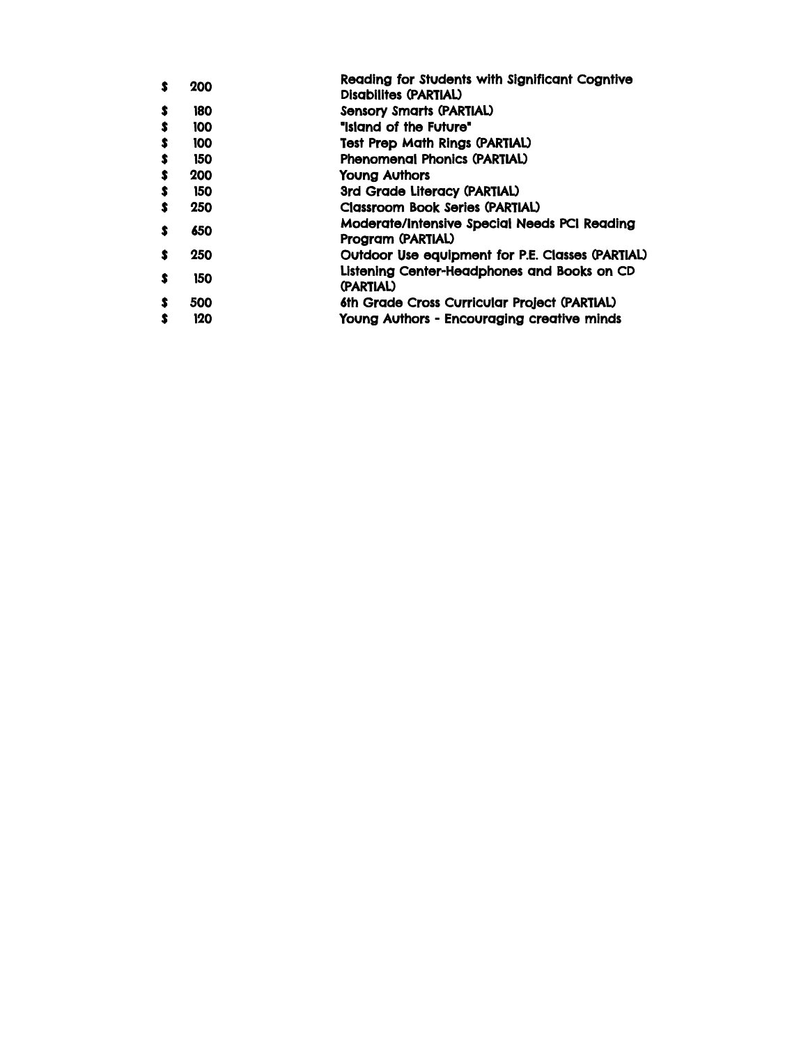| | | |
|---|---|---|
| $ | 200 | Reading for Students with Significant Cogntive Disabilites (PARTIAL) |
| $ | 180 | Sensory Smarts (PARTIAL) |
| $ | 100 | "Island of the Future" |
| $ | 100 | Test Prep Math Rings (PARTIAL) |
| $ | 150 | Phenomenal Phonics (PARTIAL) |
| $ | 200 | Young Authors |
| $ | 150 | 3rd Grade Literacy (PARTIAL) |
| $ | 250 | Classroom Book Series (PARTIAL) |
| $ | 650 | Moderate/Intensive Special Needs PCI Reading Program (PARTIAL) |
| $ | 250 | Outdoor Use equipment for P.E. Classes (PARTIAL) |
| $ | 150 | Listening Center-Headphones and Books on CD (PARTIAL) |
| $ | 500 | 6th Grade Cross Curricular Project (PARTIAL) |
| $ | 120 | Young Authors - Encouraging creative minds |